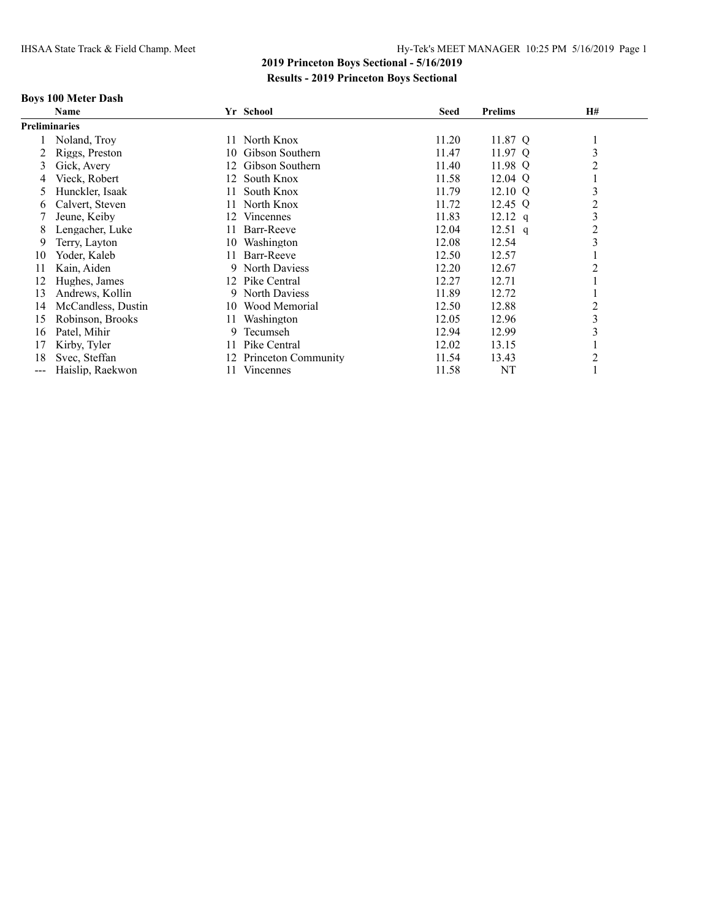## 2019 Princeton Boys Sectional - 5/16/2019

### Results - 2019 Princeton Boys Sectional

#### Boys 100 Meter Dash

| | Name | Yr | School | Seed | Prelims | | H# |
|---|---|---|---|---|---|---|---|
| **Preliminaries** | | | | | | | |
| 1 | Noland, Troy | 11 | North Knox | 11.20 | 11.87 | Q | 1 |
| 2 | Riggs, Preston | 10 | Gibson Southern | 11.47 | 11.97 | Q | 3 |
| 3 | Gick, Avery | 12 | Gibson Southern | 11.40 | 11.98 | Q | 2 |
| 4 | Vieck, Robert | 12 | South Knox | 11.58 | 12.04 | Q | 1 |
| 5 | Hunckler, Isaak | 11 | South Knox | 11.79 | 12.10 | Q | 3 |
| 6 | Calvert, Steven | 11 | North Knox | 11.72 | 12.45 | Q | 2 |
| 7 | Jeune, Keiby | 12 | Vincennes | 11.83 | 12.12 | q | 3 |
| 8 | Lengacher, Luke | 11 | Barr-Reeve | 12.04 | 12.51 | q | 2 |
| 9 | Terry, Layton | 10 | Washington | 12.08 | 12.54 | | 3 |
| 10 | Yoder, Kaleb | 11 | Barr-Reeve | 12.50 | 12.57 | | 1 |
| 11 | Kain, Aiden | 9 | North Daviess | 12.20 | 12.67 | | 2 |
| 12 | Hughes, James | 12 | Pike Central | 12.27 | 12.71 | | 1 |
| 13 | Andrews, Kollin | 9 | North Daviess | 11.89 | 12.72 | | 1 |
| 14 | McCandless, Dustin | 10 | Wood Memorial | 12.50 | 12.88 | | 2 |
| 15 | Robinson, Brooks | 11 | Washington | 12.05 | 12.96 | | 3 |
| 16 | Patel, Mihir | 9 | Tecumseh | 12.94 | 12.99 | | 3 |
| 17 | Kirby, Tyler | 11 | Pike Central | 12.02 | 13.15 | | 1 |
| 18 | Svec, Steffan | 12 | Princeton Community | 11.54 | 13.43 | | 2 |
| --- | Haislip, Raekwon | 11 | Vincennes | 11.58 | NT | | 1 |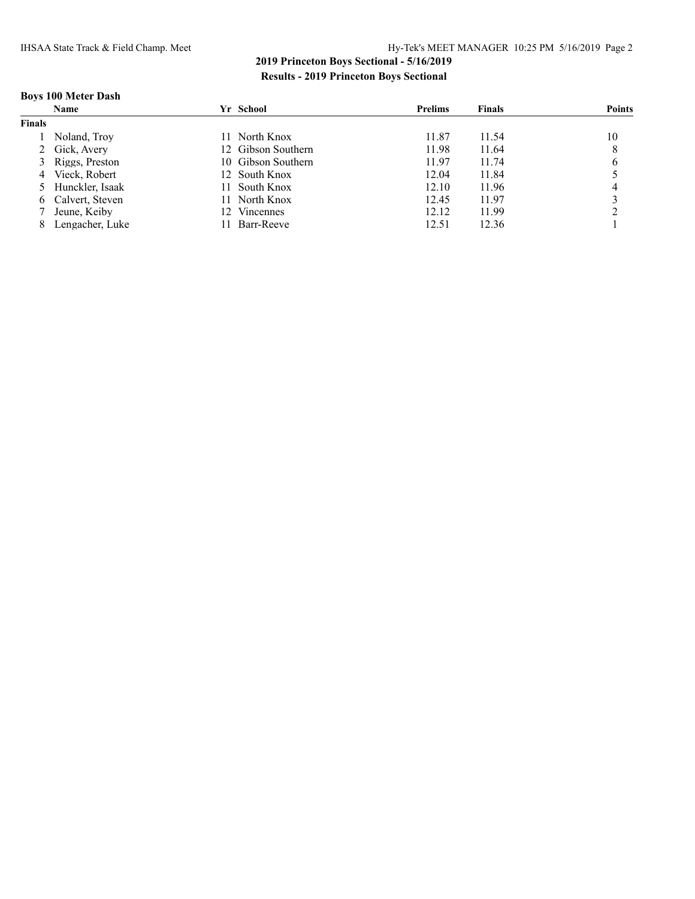## 2019 Princeton Boys Sectional - 5/16/2019

### Results - 2019 Princeton Boys Sectional

#### Boys 100 Meter Dash

| | Name | Yr | School | Prelims | Finals | Points |
|---|---|---|---|---|---|---|
| **Finals** | | | | | | |
| 1 | Noland, Troy | 11 | North Knox | 11.87 | 11.54 | 10 |
| 2 | Gick, Avery | 12 | Gibson Southern | 11.98 | 11.64 | 8 |
| 3 | Riggs, Preston | 10 | Gibson Southern | 11.97 | 11.74 | 6 |
| 4 | Vieck, Robert | 12 | South Knox | 12.04 | 11.84 | 5 |
| 5 | Hunckler, Isaak | 11 | South Knox | 12.10 | 11.96 | 4 |
| 6 | Calvert, Steven | 11 | North Knox | 12.45 | 11.97 | 3 |
| 7 | Jeune, Keiby | 12 | Vincennes | 12.12 | 11.99 | 2 |
| 8 | Lengacher, Luke | 11 | Barr-Reeve | 12.51 | 12.36 | 1 |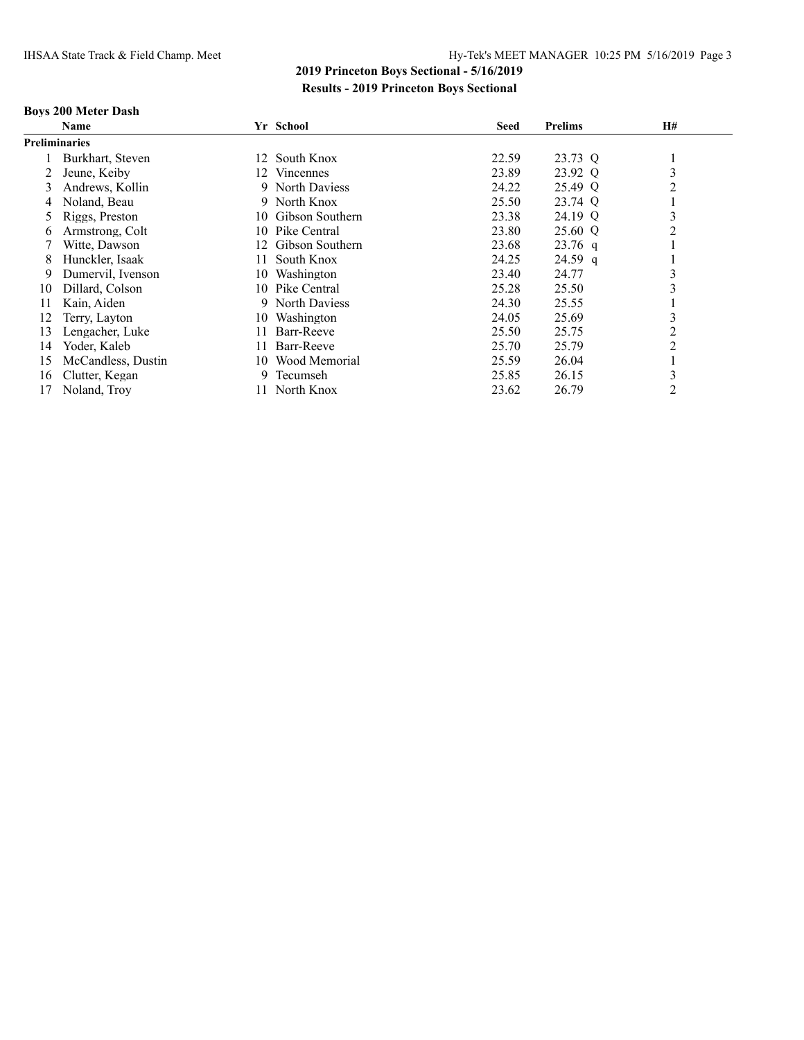## 2019 Princeton Boys Sectional - 5/16/2019

### Results - 2019 Princeton Boys Sectional

**Boys 200 Meter Dash**

| | Name | Yr | School | Seed | Prelims | H# |
|---|---|---|---|---|---|---|
| **Preliminaries** | | | | | | |
| 1 | Burkhart, Steven | 12 | South Knox | 22.59 | 23.73 Q | 1 |
| 2 | Jeune, Keiby | 12 | Vincennes | 23.89 | 23.92 Q | 3 |
| 3 | Andrews, Kollin | 9 | North Daviess | 24.22 | 25.49 Q | 2 |
| 4 | Noland, Beau | 9 | North Knox | 25.50 | 23.74 Q | 1 |
| 5 | Riggs, Preston | 10 | Gibson Southern | 23.38 | 24.19 Q | 3 |
| 6 | Armstrong, Colt | 10 | Pike Central | 23.80 | 25.60 Q | 2 |
| 7 | Witte, Dawson | 12 | Gibson Southern | 23.68 | 23.76 q | 1 |
| 8 | Hunckler, Isaak | 11 | South Knox | 24.25 | 24.59 q | 1 |
| 9 | Dumervil, Ivenson | 10 | Washington | 23.40 | 24.77 | 3 |
| 10 | Dillard, Colson | 10 | Pike Central | 25.28 | 25.50 | 3 |
| 11 | Kain, Aiden | 9 | North Daviess | 24.30 | 25.55 | 1 |
| 12 | Terry, Layton | 10 | Washington | 24.05 | 25.69 | 3 |
| 13 | Lengacher, Luke | 11 | Barr-Reeve | 25.50 | 25.75 | 2 |
| 14 | Yoder, Kaleb | 11 | Barr-Reeve | 25.70 | 25.79 | 2 |
| 15 | McCandless, Dustin | 10 | Wood Memorial | 25.59 | 26.04 | 1 |
| 16 | Clutter, Kegan | 9 | Tecumseh | 25.85 | 26.15 | 3 |
| 17 | Noland, Troy | 11 | North Knox | 23.62 | 26.79 | 2 |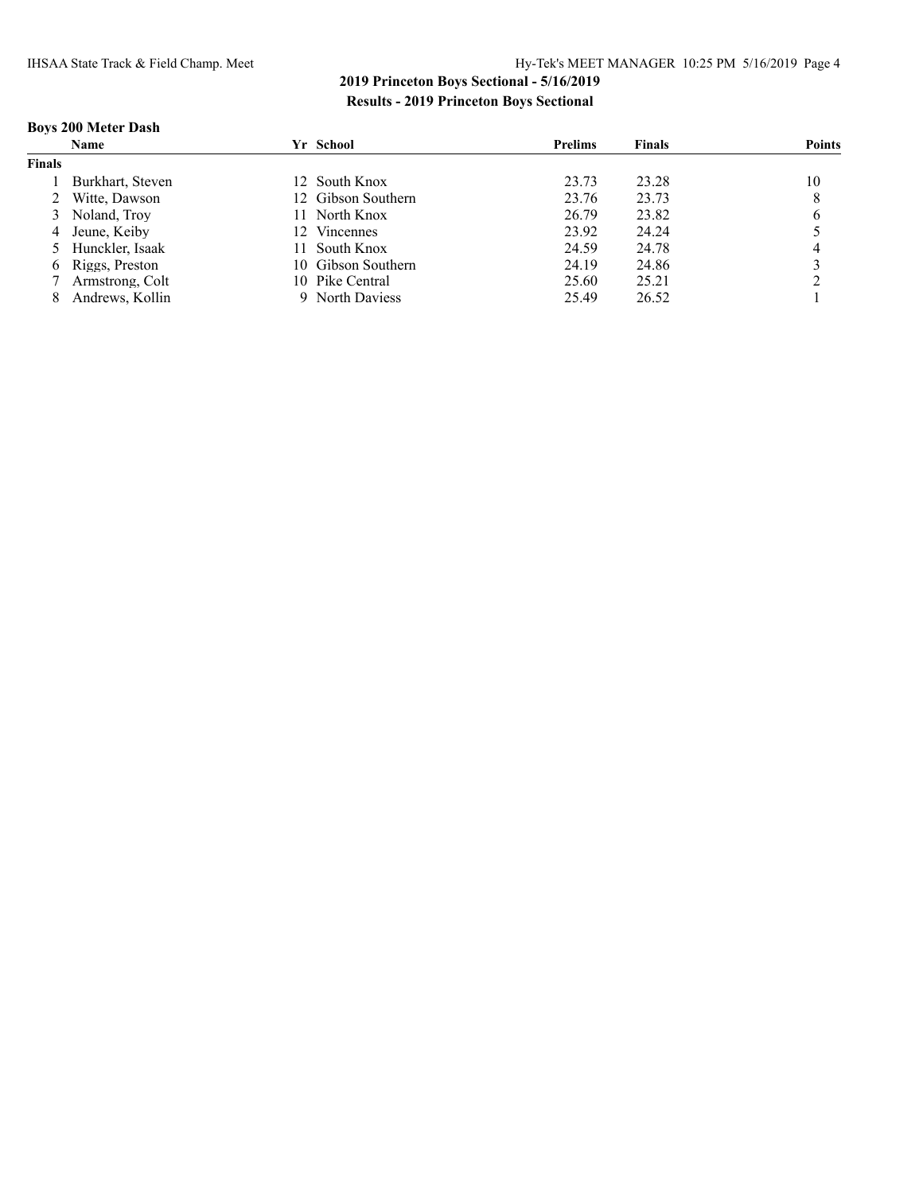## 2019 Princeton Boys Sectional - 5/16/2019

### Results - 2019 Princeton Boys Sectional

**Boys 200 Meter Dash**

| | Name | Yr | School | Prelims | Finals | Points |
|---|---|---|---|---|---|---|
| **Finals** | | | | | | |
| 1 | Burkhart, Steven | 12 | South Knox | 23.73 | 23.28 | 10 |
| 2 | Witte, Dawson | 12 | Gibson Southern | 23.76 | 23.73 | 8 |
| 3 | Noland, Troy | 11 | North Knox | 26.79 | 23.82 | 6 |
| 4 | Jeune, Keiby | 12 | Vincennes | 23.92 | 24.24 | 5 |
| 5 | Hunckler, Isaak | 11 | South Knox | 24.59 | 24.78 | 4 |
| 6 | Riggs, Preston | 10 | Gibson Southern | 24.19 | 24.86 | 3 |
| 7 | Armstrong, Colt | 10 | Pike Central | 25.60 | 25.21 | 2 |
| 8 | Andrews, Kollin | 9 | North Daviess | 25.49 | 26.52 | 1 |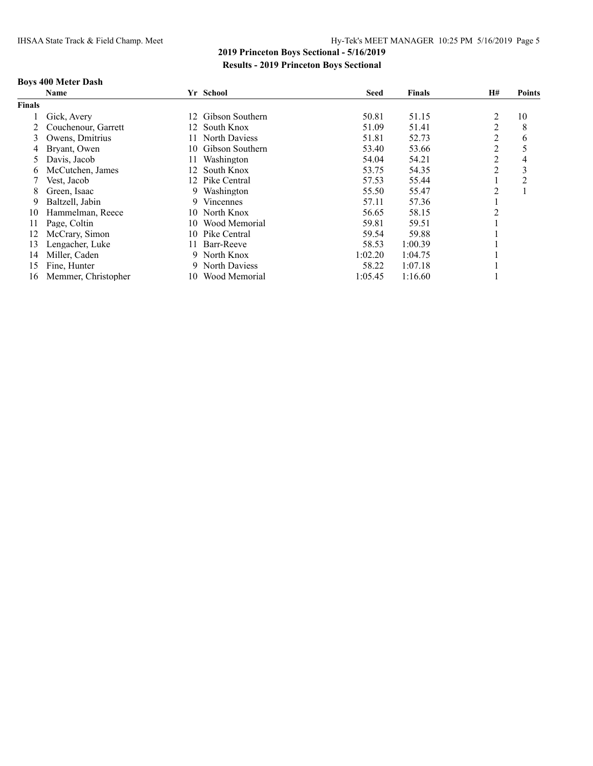## 2019 Princeton Boys Sectional - 5/16/2019

### Results - 2019 Princeton Boys Sectional

**Boys 400 Meter Dash**

| | Name | Yr | School | Seed | Finals | H# | Points |
|---|---|---|---|---|---|---|---|
| **Finals** | | | | | | | |
| 1 | Gick, Avery | 12 | Gibson Southern | 50.81 | 51.15 | 2 | 10 |
| 2 | Couchenour, Garrett | 12 | South Knox | 51.09 | 51.41 | 2 | 8 |
| 3 | Owens, Dmitrius | 11 | North Daviess | 51.81 | 52.73 | 2 | 6 |
| 4 | Bryant, Owen | 10 | Gibson Southern | 53.40 | 53.66 | 2 | 5 |
| 5 | Davis, Jacob | 11 | Washington | 54.04 | 54.21 | 2 | 4 |
| 6 | McCutchen, James | 12 | South Knox | 53.75 | 54.35 | 2 | 3 |
| 7 | Vest, Jacob | 12 | Pike Central | 57.53 | 55.44 | 1 | 2 |
| 8 | Green, Isaac | 9 | Washington | 55.50 | 55.47 | 2 | 1 |
| 9 | Baltzell, Jabin | 9 | Vincennes | 57.11 | 57.36 | 1 | |
| 10 | Hammelman, Reece | 10 | North Knox | 56.65 | 58.15 | 2 | |
| 11 | Page, Coltin | 10 | Wood Memorial | 59.81 | 59.51 | 1 | |
| 12 | McCrary, Simon | 10 | Pike Central | 59.54 | 59.88 | 1 | |
| 13 | Lengacher, Luke | 11 | Barr-Reeve | 58.53 | 1:00.39 | 1 | |
| 14 | Miller, Caden | 9 | North Knox | 1:02.20 | 1:04.75 | 1 | |
| 15 | Fine, Hunter | 9 | North Daviess | 58.22 | 1:07.18 | 1 | |
| 16 | Memmer, Christopher | 10 | Wood Memorial | 1:05.45 | 1:16.60 | 1 | |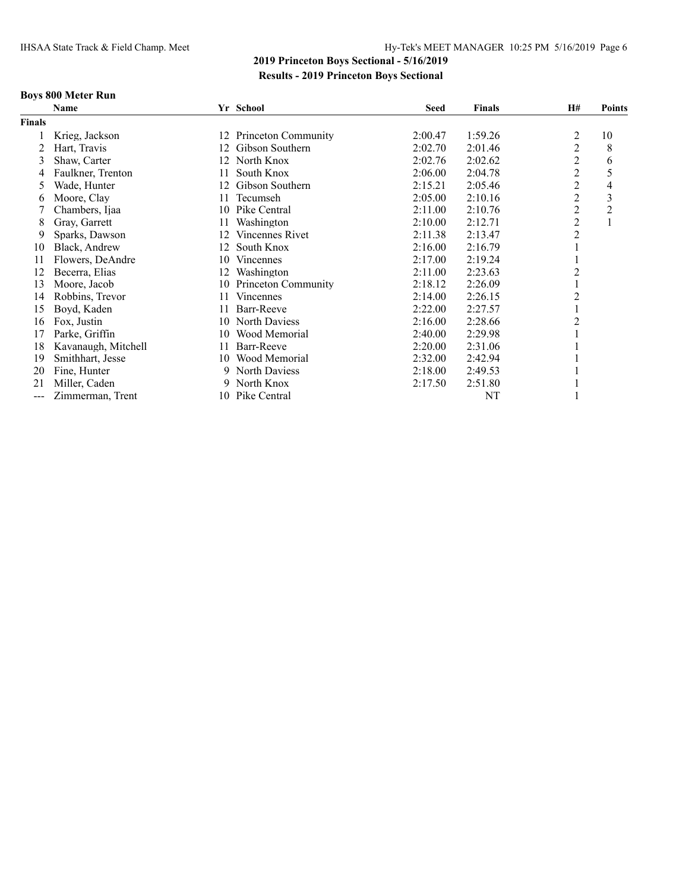## 2019 Princeton Boys Sectional - 5/16/2019

### Results - 2019 Princeton Boys Sectional

**Boys 800 Meter Run**

| | Name | Yr | School | Seed | Finals | H# | Points |
|---|---|---|---|---|---|---|---|
| **Finals** | | | | | | | |
| 1 | Krieg, Jackson | 12 | Princeton Community | 2:00.47 | 1:59.26 | 2 | 10 |
| 2 | Hart, Travis | 12 | Gibson Southern | 2:02.70 | 2:01.46 | 2 | 8 |
| 3 | Shaw, Carter | 12 | North Knox | 2:02.76 | 2:02.62 | 2 | 6 |
| 4 | Faulkner, Trenton | 11 | South Knox | 2:06.00 | 2:04.78 | 2 | 5 |
| 5 | Wade, Hunter | 12 | Gibson Southern | 2:15.21 | 2:05.46 | 2 | 4 |
| 6 | Moore, Clay | 11 | Tecumseh | 2:05.00 | 2:10.16 | 2 | 3 |
| 7 | Chambers, Ijaa | 10 | Pike Central | 2:11.00 | 2:10.76 | 2 | 2 |
| 8 | Gray, Garrett | 11 | Washington | 2:10.00 | 2:12.71 | 2 | 1 |
| 9 | Sparks, Dawson | 12 | Vincennes Rivet | 2:11.38 | 2:13.47 | 2 | |
| 10 | Black, Andrew | 12 | South Knox | 2:16.00 | 2:16.79 | 1 | |
| 11 | Flowers, DeAndre | 10 | Vincennes | 2:17.00 | 2:19.24 | 1 | |
| 12 | Becerra, Elias | 12 | Washington | 2:11.00 | 2:23.63 | 2 | |
| 13 | Moore, Jacob | 10 | Princeton Community | 2:18.12 | 2:26.09 | 1 | |
| 14 | Robbins, Trevor | 11 | Vincennes | 2:14.00 | 2:26.15 | 2 | |
| 15 | Boyd, Kaden | 11 | Barr-Reeve | 2:22.00 | 2:27.57 | 1 | |
| 16 | Fox, Justin | 10 | North Daviess | 2:16.00 | 2:28.66 | 2 | |
| 17 | Parke, Griffin | 10 | Wood Memorial | 2:40.00 | 2:29.98 | 1 | |
| 18 | Kavanaugh, Mitchell | 11 | Barr-Reeve | 2:20.00 | 2:31.06 | 1 | |
| 19 | Smithhart, Jesse | 10 | Wood Memorial | 2:32.00 | 2:42.94 | 1 | |
| 20 | Fine, Hunter | 9 | North Daviess | 2:18.00 | 2:49.53 | 1 | |
| 21 | Miller, Caden | 9 | North Knox | 2:17.50 | 2:51.80 | 1 | |
| --- | Zimmerman, Trent | 10 | Pike Central | | NT | 1 | |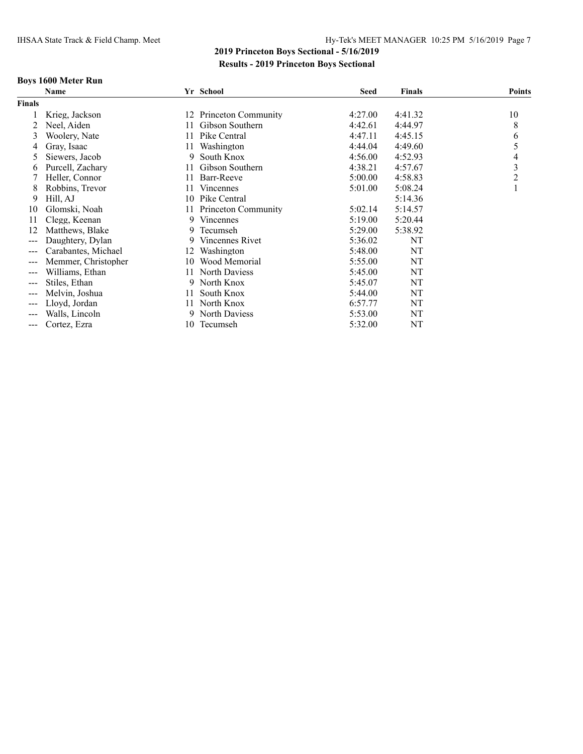## 2019 Princeton Boys Sectional - 5/16/2019

### Results - 2019 Princeton Boys Sectional

#### Boys 1600 Meter Run

| | Name | Yr | School | Seed | Finals | Points |
|---|---|---|---|---|---|---|
| **Finals** | | | | | | |
| 1 | Krieg, Jackson | 12 | Princeton Community | 4:27.00 | 4:41.32 | 10 |
| 2 | Neel, Aiden | 11 | Gibson Southern | 4:42.61 | 4:44.97 | 8 |
| 3 | Woolery, Nate | 11 | Pike Central | 4:47.11 | 4:45.15 | 6 |
| 4 | Gray, Isaac | 11 | Washington | 4:44.04 | 4:49.60 | 5 |
| 5 | Siewers, Jacob | 9 | South Knox | 4:56.00 | 4:52.93 | 4 |
| 6 | Purcell, Zachary | 11 | Gibson Southern | 4:38.21 | 4:57.67 | 3 |
| 7 | Heller, Connor | 11 | Barr-Reeve | 5:00.00 | 4:58.83 | 2 |
| 8 | Robbins, Trevor | 11 | Vincennes | 5:01.00 | 5:08.24 | 1 |
| 9 | Hill, AJ | 10 | Pike Central | | 5:14.36 | |
| 10 | Glomski, Noah | 11 | Princeton Community | 5:02.14 | 5:14.57 | |
| 11 | Clegg, Keenan | 9 | Vincennes | 5:19.00 | 5:20.44 | |
| 12 | Matthews, Blake | 9 | Tecumseh | 5:29.00 | 5:38.92 | |
| --- | Daughtery, Dylan | 9 | Vincennes Rivet | 5:36.02 | NT | |
| --- | Carabantes, Michael | 12 | Washington | 5:48.00 | NT | |
| --- | Memmer, Christopher | 10 | Wood Memorial | 5:55.00 | NT | |
| --- | Williams, Ethan | 11 | North Daviess | 5:45.00 | NT | |
| --- | Stiles, Ethan | 9 | North Knox | 5:45.07 | NT | |
| --- | Melvin, Joshua | 11 | South Knox | 5:44.00 | NT | |
| --- | Lloyd, Jordan | 11 | North Knox | 6:57.77 | NT | |
| --- | Walls, Lincoln | 9 | North Daviess | 5:53.00 | NT | |
| --- | Cortez, Ezra | 10 | Tecumseh | 5:32.00 | NT | |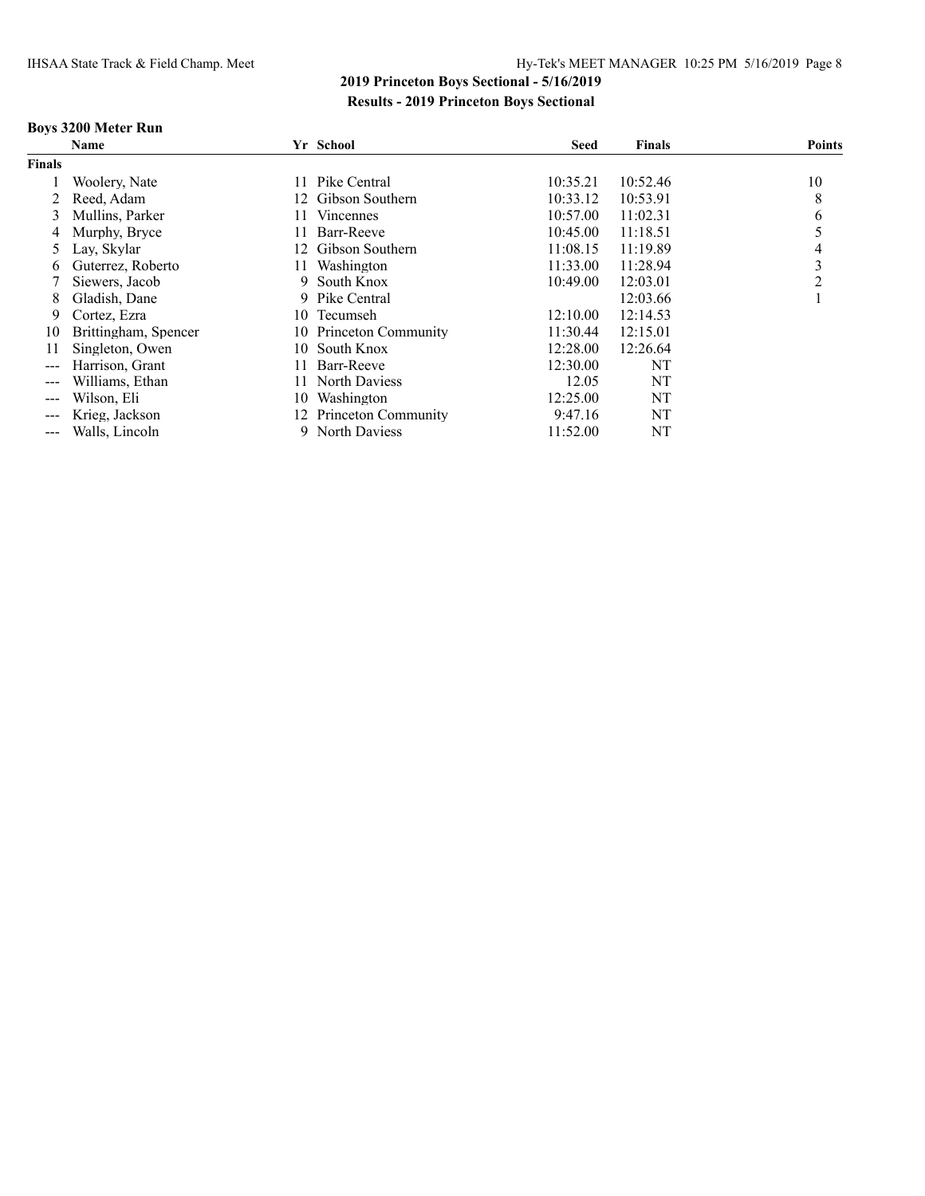**2019 Princeton Boys Sectional - 5/16/2019**

**Results - 2019 Princeton Boys Sectional**

### Boys 3200 Meter Run

| | Name | Yr | School | Seed | Finals | Points |
|---|---|---|---|---|---|---|
| **Finals** | | | | | | |
| 1 | Woolery, Nate | 11 | Pike Central | 10:35.21 | 10:52.46 | 10 |
| 2 | Reed, Adam | 12 | Gibson Southern | 10:33.12 | 10:53.91 | 8 |
| 3 | Mullins, Parker | 11 | Vincennes | 10:57.00 | 11:02.31 | 6 |
| 4 | Murphy, Bryce | 11 | Barr-Reeve | 10:45.00 | 11:18.51 | 5 |
| 5 | Lay, Skylar | 12 | Gibson Southern | 11:08.15 | 11:19.89 | 4 |
| 6 | Guterrez, Roberto | 11 | Washington | 11:33.00 | 11:28.94 | 3 |
| 7 | Siewers, Jacob | 9 | South Knox | 10:49.00 | 12:03.01 | 2 |
| 8 | Gladish, Dane | 9 | Pike Central | | 12:03.66 | 1 |
| 9 | Cortez, Ezra | 10 | Tecumseh | 12:10.00 | 12:14.53 | |
| 10 | Brittingham, Spencer | 10 | Princeton Community | 11:30.44 | 12:15.01 | |
| 11 | Singleton, Owen | 10 | South Knox | 12:28.00 | 12:26.64 | |
| --- | Harrison, Grant | 11 | Barr-Reeve | 12:30.00 | NT | |
| --- | Williams, Ethan | 11 | North Daviess | 12.05 | NT | |
| --- | Wilson, Eli | 10 | Washington | 12:25.00 | NT | |
| --- | Krieg, Jackson | 12 | Princeton Community | 9:47.16 | NT | |
| --- | Walls, Lincoln | 9 | North Daviess | 11:52.00 | NT | |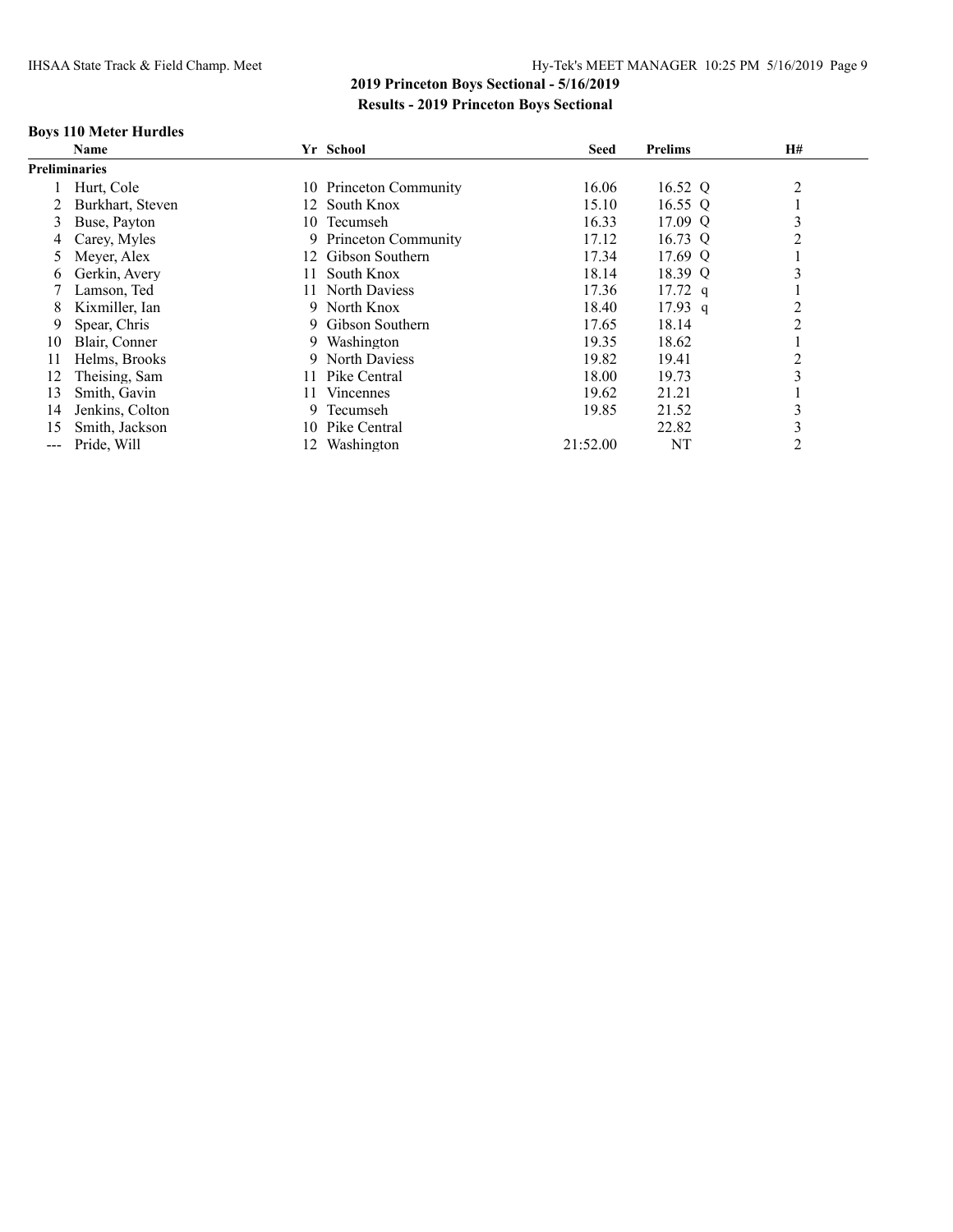## 2019 Princeton Boys Sectional - 5/16/2019

### Results - 2019 Princeton Boys Sectional

#### Boys 110 Meter Hurdles

| | Name | Yr | School | Seed | Prelims | H# |
|---|---|---|---|---|---|---|
| **Preliminaries** | | | | | | |
| 1 | Hurt, Cole | 10 | Princeton Community | 16.06 | 16.52 Q | 2 |
| 2 | Burkhart, Steven | 12 | South Knox | 15.10 | 16.55 Q | 1 |
| 3 | Buse, Payton | 10 | Tecumseh | 16.33 | 17.09 Q | 3 |
| 4 | Carey, Myles | 9 | Princeton Community | 17.12 | 16.73 Q | 2 |
| 5 | Meyer, Alex | 12 | Gibson Southern | 17.34 | 17.69 Q | 1 |
| 6 | Gerkin, Avery | 11 | South Knox | 18.14 | 18.39 Q | 3 |
| 7 | Lamson, Ted | 11 | North Daviess | 17.36 | 17.72 q | 1 |
| 8 | Kixmiller, Ian | 9 | North Knox | 18.40 | 17.93 q | 2 |
| 9 | Spear, Chris | 9 | Gibson Southern | 17.65 | 18.14 | 2 |
| 10 | Blair, Conner | 9 | Washington | 19.35 | 18.62 | 1 |
| 11 | Helms, Brooks | 9 | North Daviess | 19.82 | 19.41 | 2 |
| 12 | Theising, Sam | 11 | Pike Central | 18.00 | 19.73 | 3 |
| 13 | Smith, Gavin | 11 | Vincennes | 19.62 | 21.21 | 1 |
| 14 | Jenkins, Colton | 9 | Tecumseh | 19.85 | 21.52 | 3 |
| 15 | Smith, Jackson | 10 | Pike Central | | 22.82 | 3 |
| --- | Pride, Will | 12 | Washington | 21:52.00 | NT | 2 |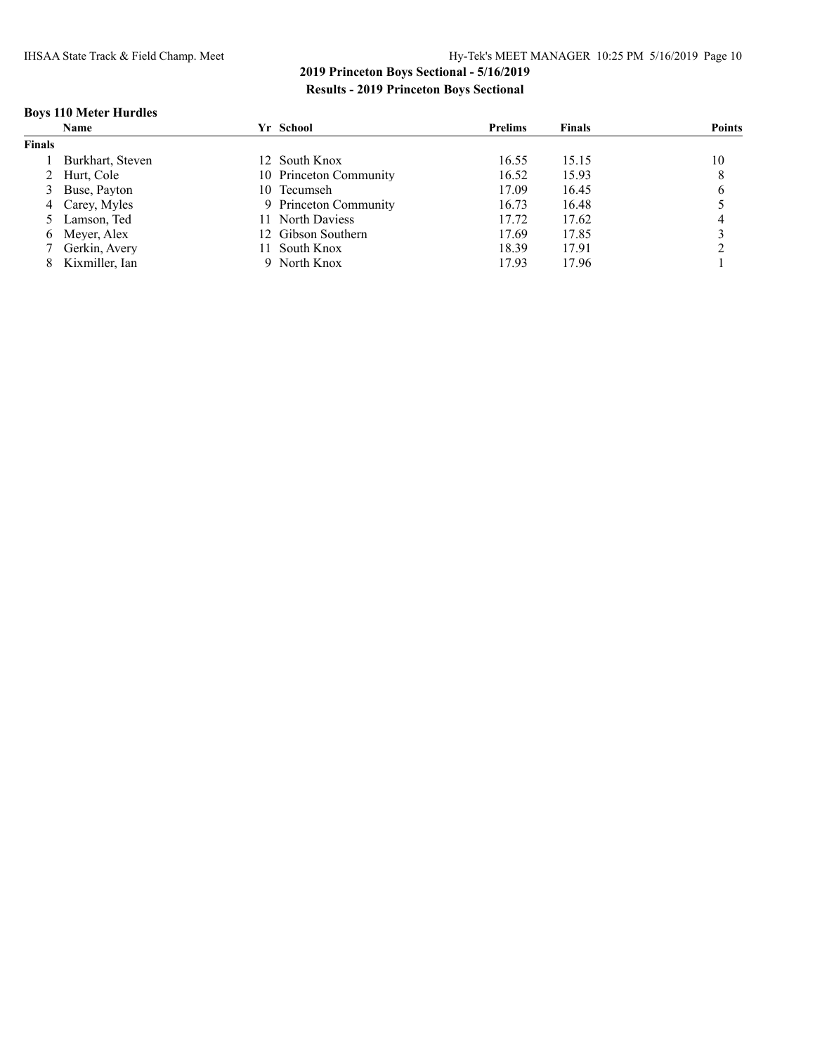## 2019 Princeton Boys Sectional - 5/16/2019

### Results - 2019 Princeton Boys Sectional

**Boys 110 Meter Hurdles**

| | Name | Yr | School | Prelims | Finals | Points |
|---|---|---|---|---|---|---|
| **Finals** | | | | | | |
| 1 | Burkhart, Steven | 12 | South Knox | 16.55 | 15.15 | 10 |
| 2 | Hurt, Cole | 10 | Princeton Community | 16.52 | 15.93 | 8 |
| 3 | Buse, Payton | 10 | Tecumseh | 17.09 | 16.45 | 6 |
| 4 | Carey, Myles | 9 | Princeton Community | 16.73 | 16.48 | 5 |
| 5 | Lamson, Ted | 11 | North Daviess | 17.72 | 17.62 | 4 |
| 6 | Meyer, Alex | 12 | Gibson Southern | 17.69 | 17.85 | 3 |
| 7 | Gerkin, Avery | 11 | South Knox | 18.39 | 17.91 | 2 |
| 8 | Kixmiller, Ian | 9 | North Knox | 17.93 | 17.96 | 1 |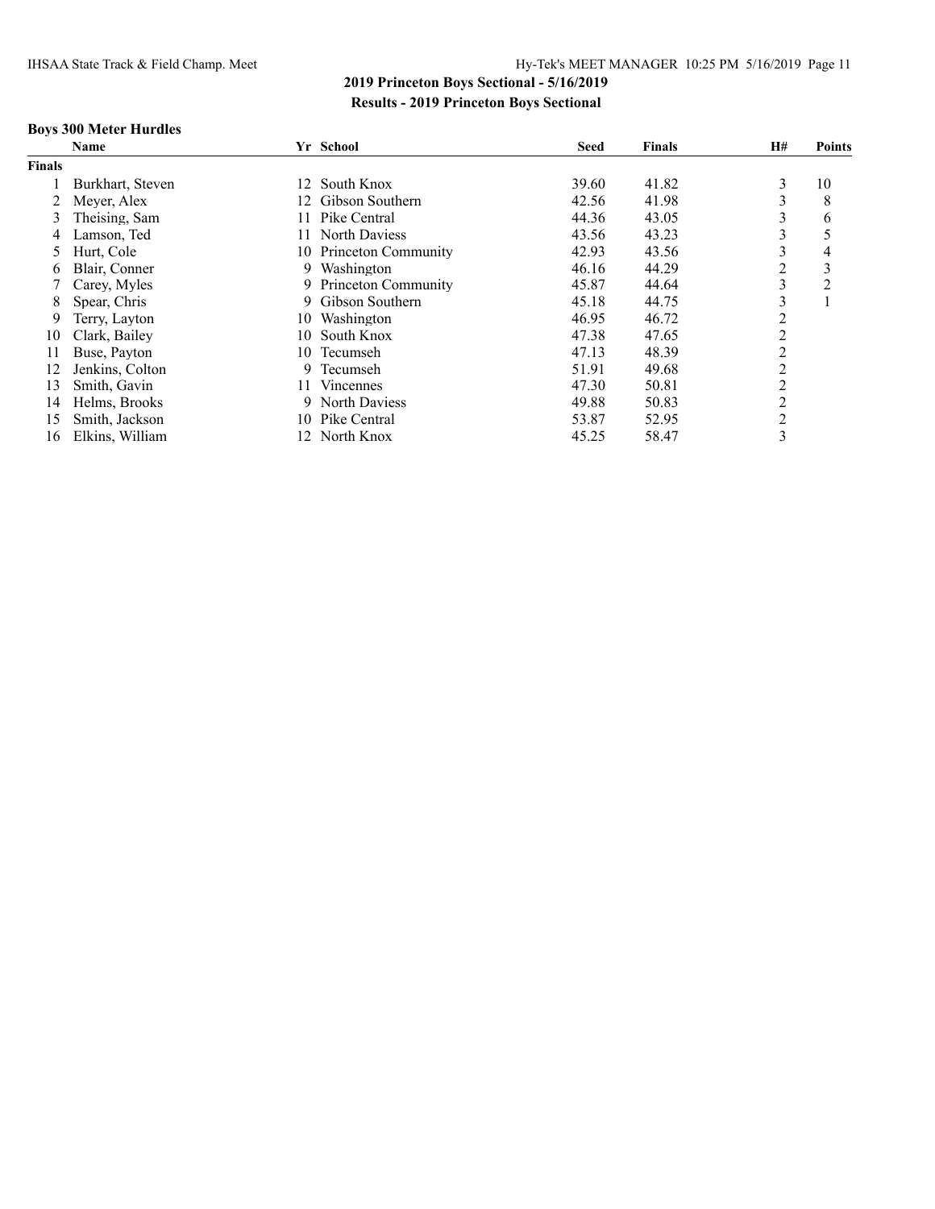## 2019 Princeton Boys Sectional - 5/16/2019

### Results - 2019 Princeton Boys Sectional

#### Boys 300 Meter Hurdles

| | Name | Yr | School | Seed | Finals | H# | Points |
|---|---|---|---|---|---|---|---|
| **Finals** | | | | | | | |
| 1 | Burkhart, Steven | 12 | South Knox | 39.60 | 41.82 | 3 | 10 |
| 2 | Meyer, Alex | 12 | Gibson Southern | 42.56 | 41.98 | 3 | 8 |
| 3 | Theising, Sam | 11 | Pike Central | 44.36 | 43.05 | 3 | 6 |
| 4 | Lamson, Ted | 11 | North Daviess | 43.56 | 43.23 | 3 | 5 |
| 5 | Hurt, Cole | 10 | Princeton Community | 42.93 | 43.56 | 3 | 4 |
| 6 | Blair, Conner | 9 | Washington | 46.16 | 44.29 | 2 | 3 |
| 7 | Carey, Myles | 9 | Princeton Community | 45.87 | 44.64 | 3 | 2 |
| 8 | Spear, Chris | 9 | Gibson Southern | 45.18 | 44.75 | 3 | 1 |
| 9 | Terry, Layton | 10 | Washington | 46.95 | 46.72 | 2 | |
| 10 | Clark, Bailey | 10 | South Knox | 47.38 | 47.65 | 2 | |
| 11 | Buse, Payton | 10 | Tecumseh | 47.13 | 48.39 | 2 | |
| 12 | Jenkins, Colton | 9 | Tecumseh | 51.91 | 49.68 | 2 | |
| 13 | Smith, Gavin | 11 | Vincennes | 47.30 | 50.81 | 2 | |
| 14 | Helms, Brooks | 9 | North Daviess | 49.88 | 50.83 | 2 | |
| 15 | Smith, Jackson | 10 | Pike Central | 53.87 | 52.95 | 2 | |
| 16 | Elkins, William | 12 | North Knox | 45.25 | 58.47 | 3 | |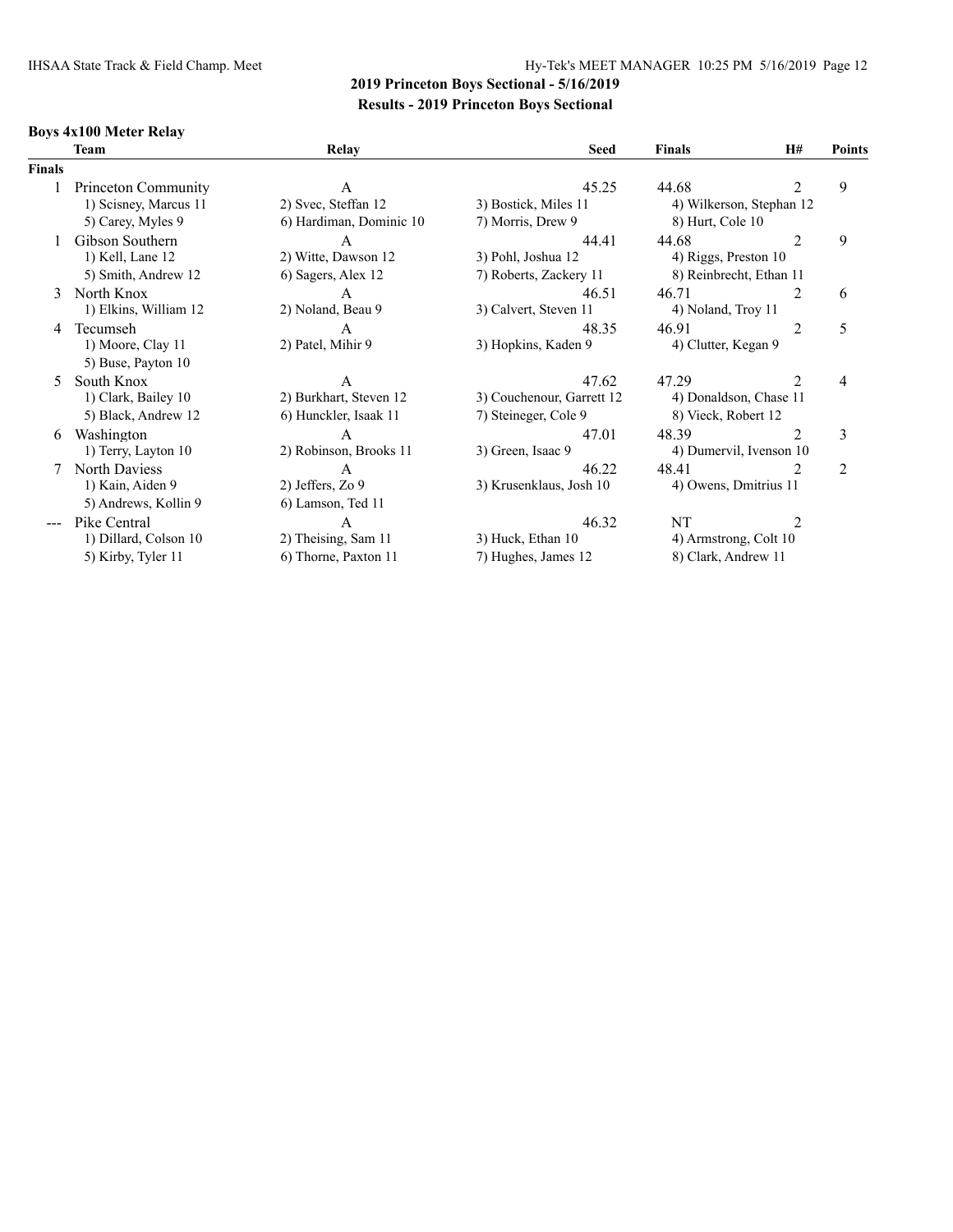## 2019 Princeton Boys Sectional - 5/16/2019

### Results - 2019 Princeton Boys Sectional

**Boys 4x100 Meter Relay**

| | Team | Relay | Seed | Finals | H# | Points |
|---|---|---|---|---|---|---|
| **Finals** | | | | | | |
| 1 | Princeton Community | A | 45.25 | 44.68 | 2 | 9 |
| | 1) Scisney, Marcus 11 | 2) Svec, Steffan 12 | 3) Bostick, Miles 11 | 4) Wilkerson, Stephan 12 | | |
| | 5) Carey, Myles 9 | 6) Hardiman, Dominic 10 | 7) Morris, Drew 9 | 8) Hurt, Cole 10 | | |
| 1 | Gibson Southern | A | 44.41 | 44.68 | 2 | 9 |
| | 1) Kell, Lane 12 | 2) Witte, Dawson 12 | 3) Pohl, Joshua 12 | 4) Riggs, Preston 10 | | |
| | 5) Smith, Andrew 12 | 6) Sagers, Alex 12 | 7) Roberts, Zackery 11 | 8) Reinbrecht, Ethan 11 | | |
| 3 | North Knox | A | 46.51 | 46.71 | 2 | 6 |
| | 1) Elkins, William 12 | 2) Noland, Beau 9 | 3) Calvert, Steven 11 | 4) Noland, Troy 11 | | |
| 4 | Tecumseh | A | 48.35 | 46.91 | 2 | 5 |
| | 1) Moore, Clay 11 | 2) Patel, Mihir 9 | 3) Hopkins, Kaden 9 | 4) Clutter, Kegan 9 | | |
| | 5) Buse, Payton 10 | | | | | |
| 5 | South Knox | A | 47.62 | 47.29 | 2 | 4 |
| | 1) Clark, Bailey 10 | 2) Burkhart, Steven 12 | 3) Couchenour, Garrett 12 | 4) Donaldson, Chase 11 | | |
| | 5) Black, Andrew 12 | 6) Hunckler, Isaak 11 | 7) Steineger, Cole 9 | 8) Vieck, Robert 12 | | |
| 6 | Washington | A | 47.01 | 48.39 | 2 | 3 |
| | 1) Terry, Layton 10 | 2) Robinson, Brooks 11 | 3) Green, Isaac 9 | 4) Dumervil, Ivenson 10 | | |
| 7 | North Daviess | A | 46.22 | 48.41 | 2 | 2 |
| | 1) Kain, Aiden 9 | 2) Jeffers, Zo 9 | 3) Krusenklaus, Josh 10 | 4) Owens, Dmitrius 11 | | |
| | 5) Andrews, Kollin 9 | 6) Lamson, Ted 11 | | | | |
| --- | Pike Central | A | 46.32 | NT | 2 | |
| | 1) Dillard, Colson 10 | 2) Theising, Sam 11 | 3) Huck, Ethan 10 | 4) Armstrong, Colt 10 | | |
| | 5) Kirby, Tyler 11 | 6) Thorne, Paxton 11 | 7) Hughes, James 12 | 8) Clark, Andrew 11 | | |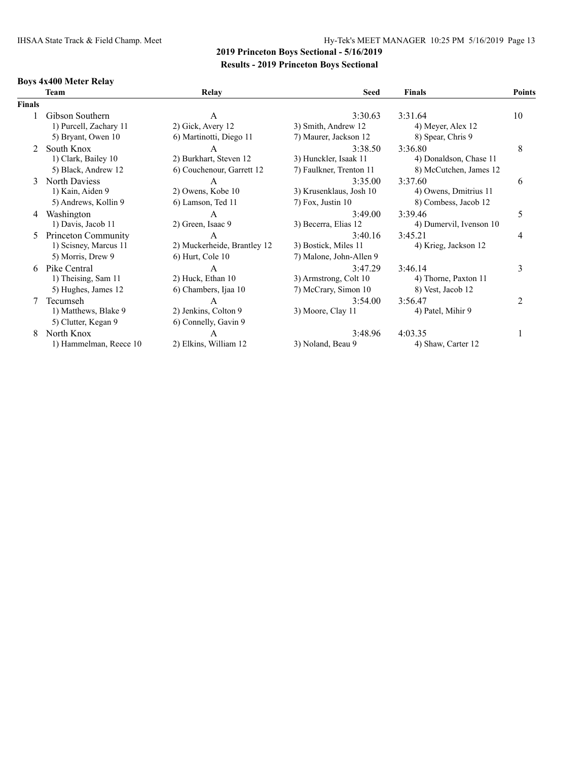## 2019 Princeton Boys Sectional - 5/16/2019
### Results - 2019 Princeton Boys Sectional

**Boys 4x400 Meter Relay**

| | Team | Relay | Seed | Finals | Points |
|---|---|---|---|---|---|
| **Finals** | | | | | |
| 1 | Gibson Southern | A | 3:30.63 | 3:31.64 | 10 |
| | 1) Purcell, Zachary 11 | 2) Gick, Avery 12 | 3) Smith, Andrew 12 | 4) Meyer, Alex 12 | |
| | 5) Bryant, Owen 10 | 6) Martinotti, Diego 11 | 7) Maurer, Jackson 12 | 8) Spear, Chris 9 | |
| 2 | South Knox | A | 3:38.50 | 3:36.80 | 8 |
| | 1) Clark, Bailey 10 | 2) Burkhart, Steven 12 | 3) Hunckler, Isaak 11 | 4) Donaldson, Chase 11 | |
| | 5) Black, Andrew 12 | 6) Couchenour, Garrett 12 | 7) Faulkner, Trenton 11 | 8) McCutchen, James 12 | |
| 3 | North Daviess | A | 3:35.00 | 3:37.60 | 6 |
| | 1) Kain, Aiden 9 | 2) Owens, Kobe 10 | 3) Krusenklaus, Josh 10 | 4) Owens, Dmitrius 11 | |
| | 5) Andrews, Kollin 9 | 6) Lamson, Ted 11 | 7) Fox, Justin 10 | 8) Combess, Jacob 12 | |
| 4 | Washington | A | 3:49.00 | 3:39.46 | 5 |
| | 1) Davis, Jacob 11 | 2) Green, Isaac 9 | 3) Becerra, Elias 12 | 4) Dumervil, Ivenson 10 | |
| 5 | Princeton Community | A | 3:40.16 | 3:45.21 | 4 |
| | 1) Scisney, Marcus 11 | 2) Muckerheide, Brantley 12 | 3) Bostick, Miles 11 | 4) Krieg, Jackson 12 | |
| | 5) Morris, Drew 9 | 6) Hurt, Cole 10 | 7) Malone, John-Allen 9 | | |
| 6 | Pike Central | A | 3:47.29 | 3:46.14 | 3 |
| | 1) Theising, Sam 11 | 2) Huck, Ethan 10 | 3) Armstrong, Colt 10 | 4) Thorne, Paxton 11 | |
| | 5) Hughes, James 12 | 6) Chambers, Ijaa 10 | 7) McCrary, Simon 10 | 8) Vest, Jacob 12 | |
| 7 | Tecumseh | A | 3:54.00 | 3:56.47 | 2 |
| | 1) Matthews, Blake 9 | 2) Jenkins, Colton 9 | 3) Moore, Clay 11 | 4) Patel, Mihir 9 | |
| | 5) Clutter, Kegan 9 | 6) Connelly, Gavin 9 | | | |
| 8 | North Knox | A | 3:48.96 | 4:03.35 | 1 |
| | 1) Hammelman, Reece 10 | 2) Elkins, William 12 | 3) Noland, Beau 9 | 4) Shaw, Carter 12 | |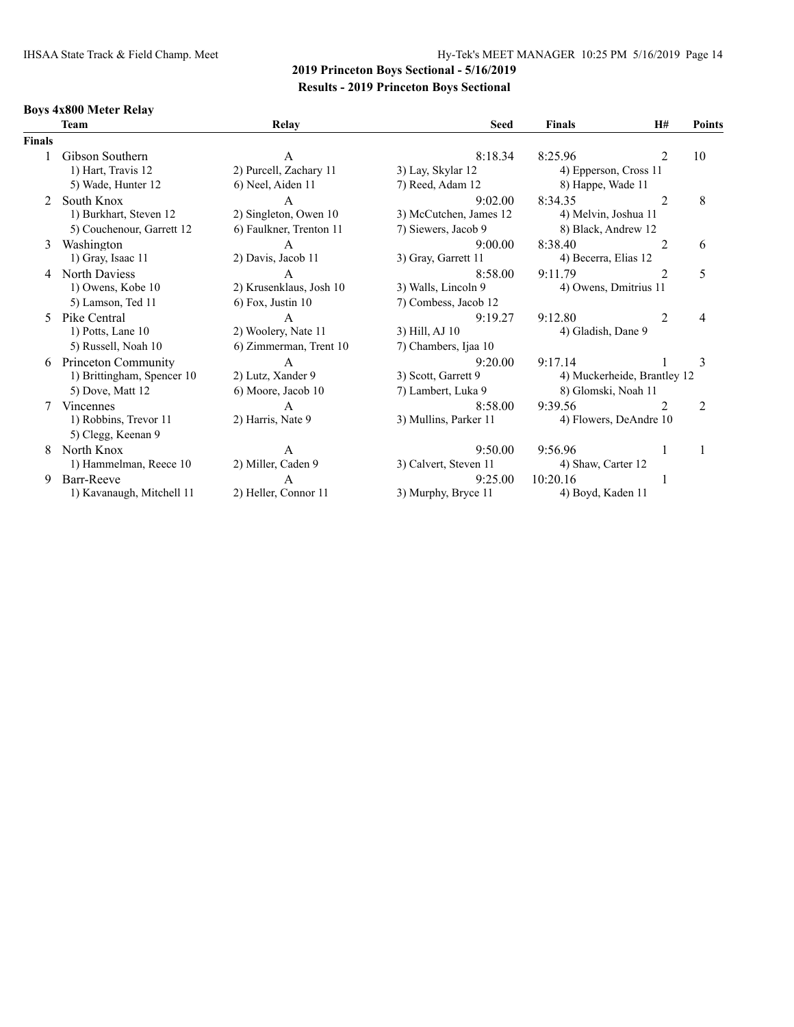## 2019 Princeton Boys Sectional - 5/16/2019

### Results - 2019 Princeton Boys Sectional

**Boys 4x800 Meter Relay**

| | Team | Relay | Seed | Finals | H# | Points |
|---|---|---|---|---|---|---|
| **Finals** | | | | | | |
| 1 | Gibson Southern | A | 8:18.34 | 8:25.96 | 2 | 10 |
| | 1) Hart, Travis 12 | 2) Purcell, Zachary 11 | 3) Lay, Skylar 12 | 4) Epperson, Cross 11 | | |
| | 5) Wade, Hunter 12 | 6) Neel, Aiden 11 | 7) Reed, Adam 12 | 8) Happe, Wade 11 | | |
| 2 | South Knox | A | 9:02.00 | 8:34.35 | 2 | 8 |
| | 1) Burkhart, Steven 12 | 2) Singleton, Owen 10 | 3) McCutchen, James 12 | 4) Melvin, Joshua 11 | | |
| | 5) Couchenour, Garrett 12 | 6) Faulkner, Trenton 11 | 7) Siewers, Jacob 9 | 8) Black, Andrew 12 | | |
| 3 | Washington | A | 9:00.00 | 8:38.40 | 2 | 6 |
| | 1) Gray, Isaac 11 | 2) Davis, Jacob 11 | 3) Gray, Garrett 11 | 4) Becerra, Elias 12 | | |
| 4 | North Daviess | A | 8:58.00 | 9:11.79 | 2 | 5 |
| | 1) Owens, Kobe 10 | 2) Krusenklaus, Josh 10 | 3) Walls, Lincoln 9 | 4) Owens, Dmitrius 11 | | |
| | 5) Lamson, Ted 11 | 6) Fox, Justin 10 | 7) Combess, Jacob 12 | | | |
| 5 | Pike Central | A | 9:19.27 | 9:12.80 | 2 | 4 |
| | 1) Potts, Lane 10 | 2) Woolery, Nate 11 | 3) Hill, AJ 10 | 4) Gladish, Dane 9 | | |
| | 5) Russell, Noah 10 | 6) Zimmerman, Trent 10 | 7) Chambers, Ijaa 10 | | | |
| 6 | Princeton Community | A | 9:20.00 | 9:17.14 | 1 | 3 |
| | 1) Brittingham, Spencer 10 | 2) Lutz, Xander 9 | 3) Scott, Garrett 9 | 4) Muckerheide, Brantley 12 | | |
| | 5) Dove, Matt 12 | 6) Moore, Jacob 10 | 7) Lambert, Luka 9 | 8) Glomski, Noah 11 | | |
| 7 | Vincennes | A | 8:58.00 | 9:39.56 | 2 | 2 |
| | 1) Robbins, Trevor 11 | 2) Harris, Nate 9 | 3) Mullins, Parker 11 | 4) Flowers, DeAndre 10 | | |
| | 5) Clegg, Keenan 9 | | | | | |
| 8 | North Knox | A | 9:50.00 | 9:56.96 | 1 | 1 |
| | 1) Hammelman, Reece 10 | 2) Miller, Caden 9 | 3) Calvert, Steven 11 | 4) Shaw, Carter 12 | | |
| 9 | Barr-Reeve | A | 9:25.00 | 10:20.16 | 1 | |
| | 1) Kavanaugh, Mitchell 11 | 2) Heller, Connor 11 | 3) Murphy, Bryce 11 | 4) Boyd, Kaden 11 | | |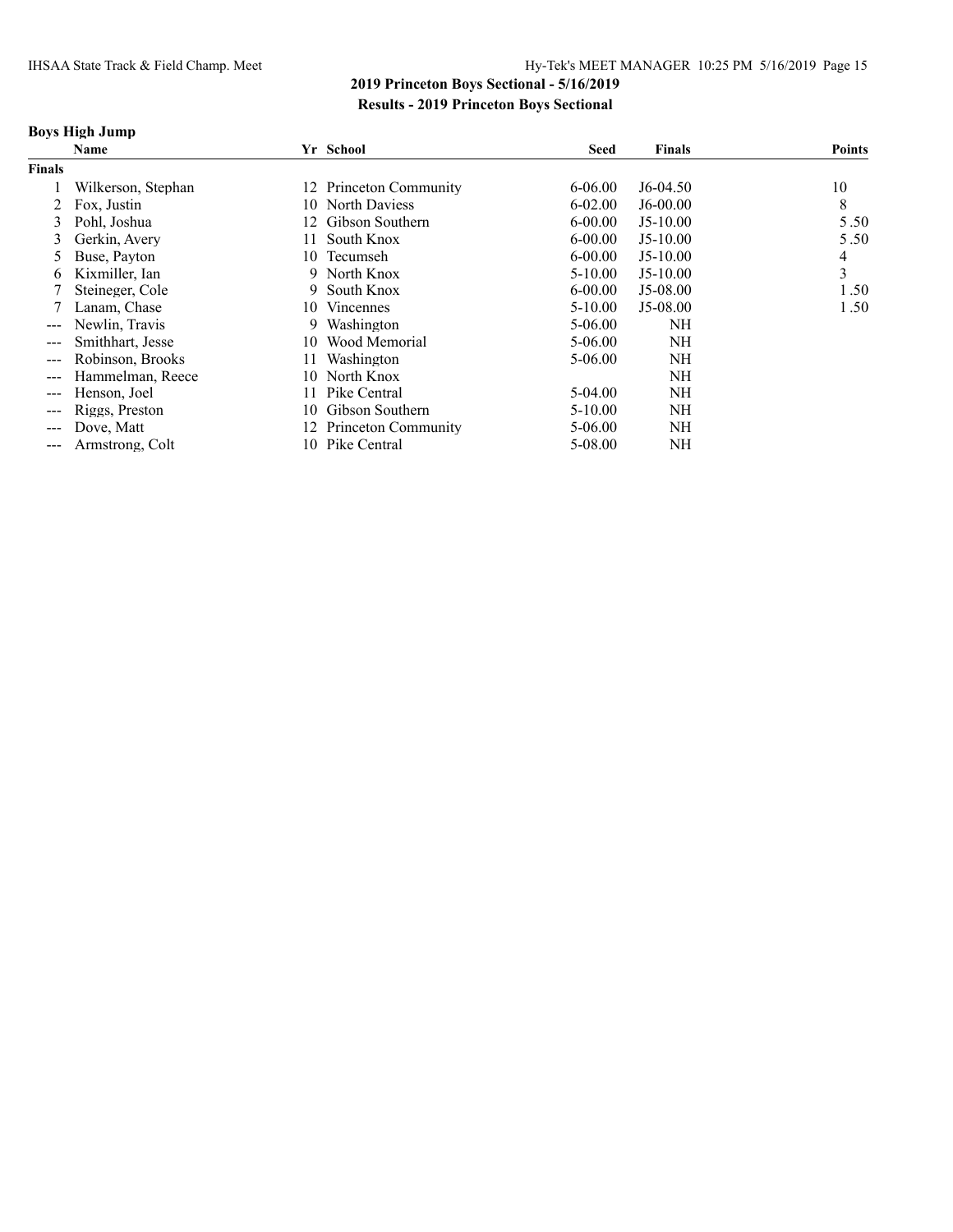## 2019 Princeton Boys Sectional - 5/16/2019

### Results - 2019 Princeton Boys Sectional

**Boys High Jump**

| | Name | Yr | School | Seed | Finals | Points |
|---|---|---|---|---|---|---|
| **Finals** | | | | | | |
| 1 | Wilkerson, Stephan | 12 | Princeton Community | 6-06.00 | J6-04.50 | 10 |
| 2 | Fox, Justin | 10 | North Daviess | 6-02.00 | J6-00.00 | 8 |
| 3 | Pohl, Joshua | 12 | Gibson Southern | 6-00.00 | J5-10.00 | 5.50 |
| 3 | Gerkin, Avery | 11 | South Knox | 6-00.00 | J5-10.00 | 5.50 |
| 5 | Buse, Payton | 10 | Tecumseh | 6-00.00 | J5-10.00 | 4 |
| 6 | Kixmiller, Ian | 9 | North Knox | 5-10.00 | J5-10.00 | 3 |
| 7 | Steineger, Cole | 9 | South Knox | 6-00.00 | J5-08.00 | 1.50 |
| 7 | Lanam, Chase | 10 | Vincennes | 5-10.00 | J5-08.00 | 1.50 |
| --- | Newlin, Travis | 9 | Washington | 5-06.00 | NH | |
| --- | Smithhart, Jesse | 10 | Wood Memorial | 5-06.00 | NH | |
| --- | Robinson, Brooks | 11 | Washington | 5-06.00 | NH | |
| --- | Hammelman, Reece | 10 | North Knox | | NH | |
| --- | Henson, Joel | 11 | Pike Central | 5-04.00 | NH | |
| --- | Riggs, Preston | 10 | Gibson Southern | 5-10.00 | NH | |
| --- | Dove, Matt | 12 | Princeton Community | 5-06.00 | NH | |
| --- | Armstrong, Colt | 10 | Pike Central | 5-08.00 | NH | |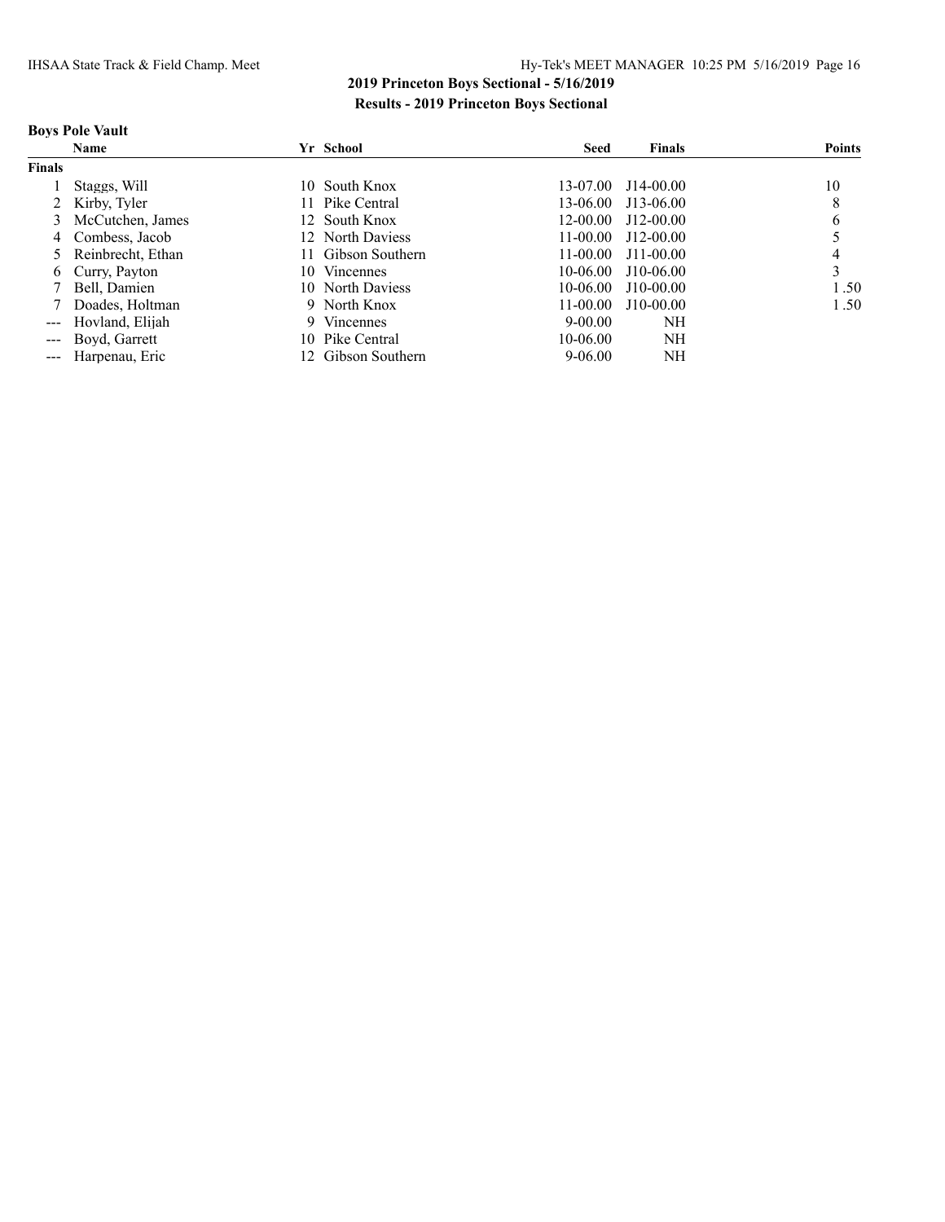## 2019 Princeton Boys Sectional - 5/16/2019

### Results - 2019 Princeton Boys Sectional

**Boys Pole Vault**

| | Name | Yr | School | Seed | Finals | Points |
|---|---|---|---|---|---|---|
| **Finals** | | | | | | |
| 1 | Staggs, Will | 10 | South Knox | 13-07.00 | J14-00.00 | 10 |
| 2 | Kirby, Tyler | 11 | Pike Central | 13-06.00 | J13-06.00 | 8 |
| 3 | McCutchen, James | 12 | South Knox | 12-00.00 | J12-00.00 | 6 |
| 4 | Combess, Jacob | 12 | North Daviess | 11-00.00 | J12-00.00 | 5 |
| 5 | Reinbrecht, Ethan | 11 | Gibson Southern | 11-00.00 | J11-00.00 | 4 |
| 6 | Curry, Payton | 10 | Vincennes | 10-06.00 | J10-06.00 | 3 |
| 7 | Bell, Damien | 10 | North Daviess | 10-06.00 | J10-00.00 | 1.50 |
| 7 | Doades, Holtman | 9 | North Knox | 11-00.00 | J10-00.00 | 1.50 |
| --- | Hovland, Elijah | 9 | Vincennes | 9-00.00 | NH | |
| --- | Boyd, Garrett | 10 | Pike Central | 10-06.00 | NH | |
| --- | Harpenau, Eric | 12 | Gibson Southern | 9-06.00 | NH | |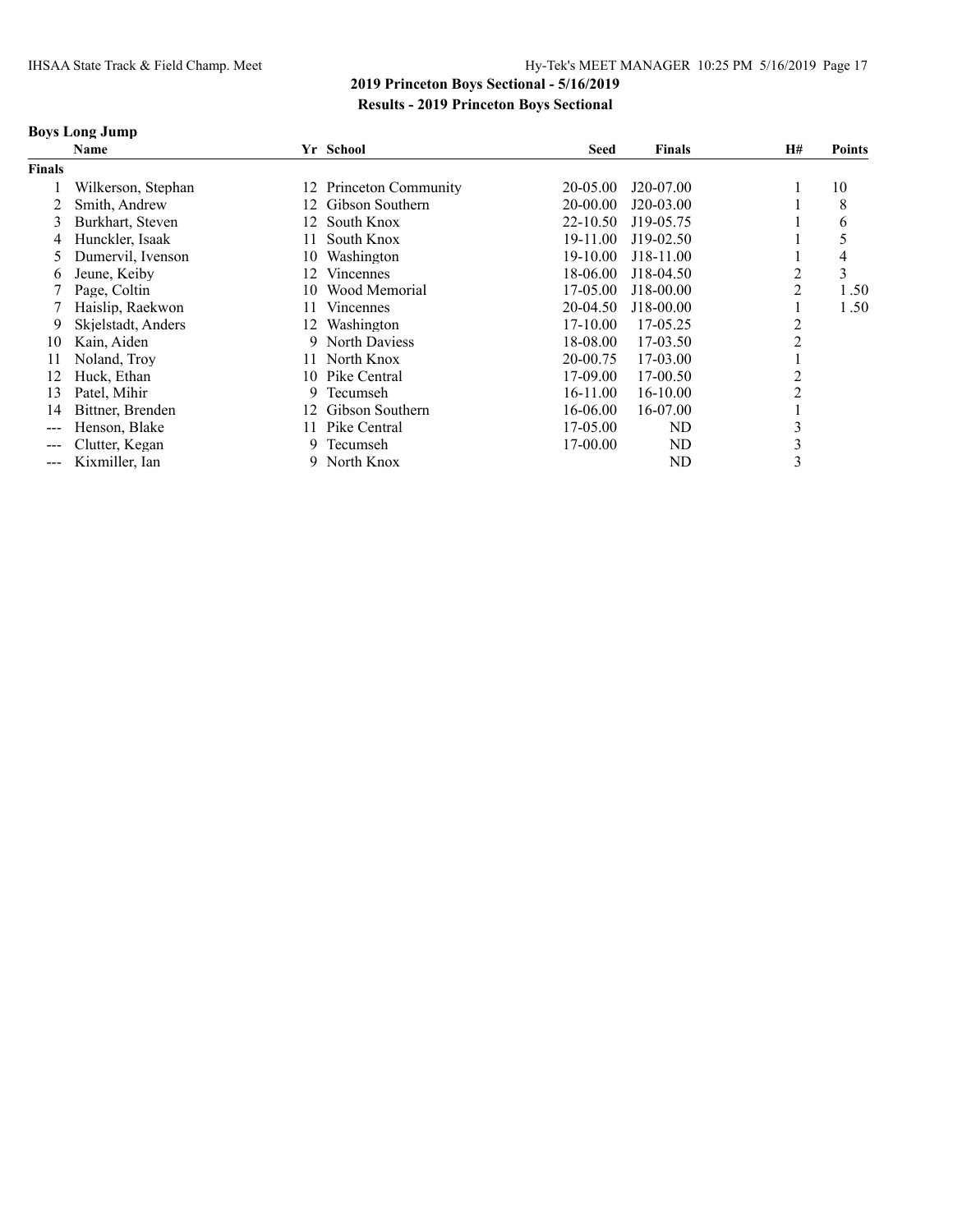## 2019 Princeton Boys Sectional - 5/16/2019

### Results - 2019 Princeton Boys Sectional

#### Boys Long Jump

| | Name | Yr | School | Seed | Finals | H# | Points |
|---|---|---|---|---|---|---|---|
| **Finals** | | | | | | | |
| 1 | Wilkerson, Stephan | 12 | Princeton Community | 20-05.00 | J20-07.00 | 1 | 10 |
| 2 | Smith, Andrew | 12 | Gibson Southern | 20-00.00 | J20-03.00 | 1 | 8 |
| 3 | Burkhart, Steven | 12 | South Knox | 22-10.50 | J19-05.75 | 1 | 6 |
| 4 | Hunckler, Isaak | 11 | South Knox | 19-11.00 | J19-02.50 | 1 | 5 |
| 5 | Dumervil, Ivenson | 10 | Washington | 19-10.00 | J18-11.00 | 1 | 4 |
| 6 | Jeune, Keiby | 12 | Vincennes | 18-06.00 | J18-04.50 | 2 | 3 |
| 7 | Page, Coltin | 10 | Wood Memorial | 17-05.00 | J18-00.00 | 2 | 1.50 |
| 7 | Haislip, Raekwon | 11 | Vincennes | 20-04.50 | J18-00.00 | 1 | 1.50 |
| 9 | Skjelstadt, Anders | 12 | Washington | 17-10.00 | 17-05.25 | 2 | |
| 10 | Kain, Aiden | 9 | North Daviess | 18-08.00 | 17-03.50 | 2 | |
| 11 | Noland, Troy | 11 | North Knox | 20-00.75 | 17-03.00 | 1 | |
| 12 | Huck, Ethan | 10 | Pike Central | 17-09.00 | 17-00.50 | 2 | |
| 13 | Patel, Mihir | 9 | Tecumseh | 16-11.00 | 16-10.00 | 2 | |
| 14 | Bittner, Brenden | 12 | Gibson Southern | 16-06.00 | 16-07.00 | 1 | |
| --- | Henson, Blake | 11 | Pike Central | 17-05.00 | ND | 3 | |
| --- | Clutter, Kegan | 9 | Tecumseh | 17-00.00 | ND | 3 | |
| --- | Kixmiller, Ian | 9 | North Knox | | ND | 3 | |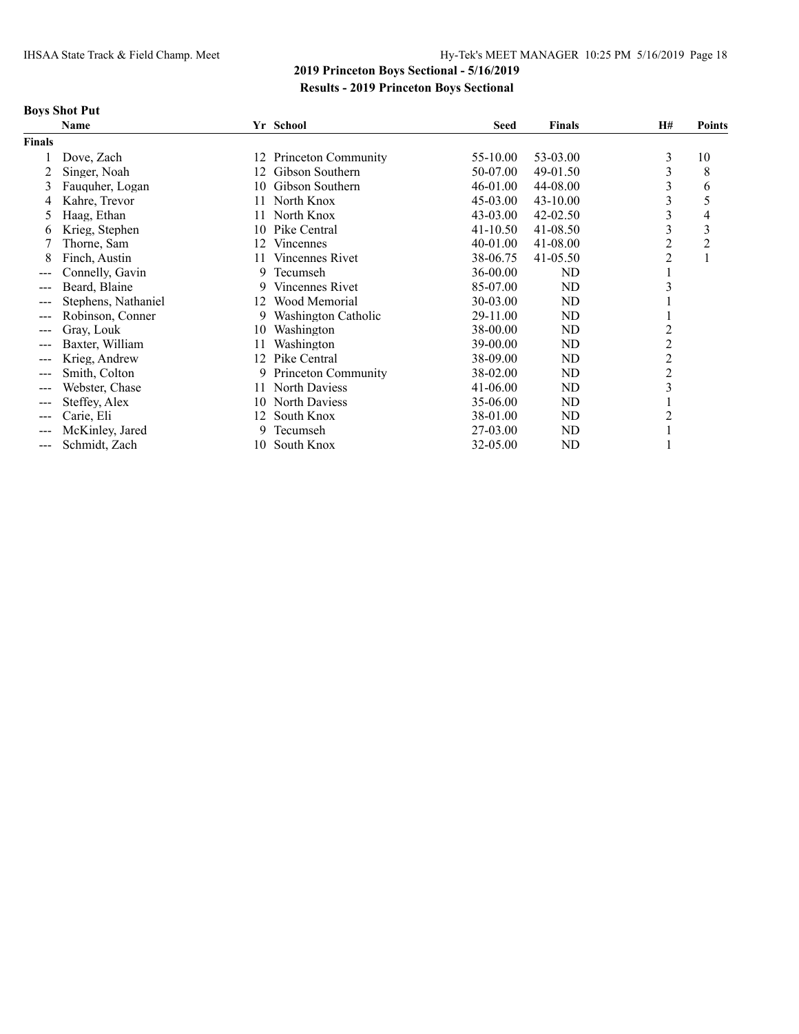## 2019 Princeton Boys Sectional - 5/16/2019

### Results - 2019 Princeton Boys Sectional

**Boys Shot Put**

| | Name | Yr | School | Seed | Finals | H# | Points |
|---|---|---|---|---|---|---|---|
| **Finals** | | | | | | | |
| 1 | Dove, Zach | 12 | Princeton Community | 55-10.00 | 53-03.00 | 3 | 10 |
| 2 | Singer, Noah | 12 | Gibson Southern | 50-07.00 | 49-01.50 | 3 | 8 |
| 3 | Fauquher, Logan | 10 | Gibson Southern | 46-01.00 | 44-08.00 | 3 | 6 |
| 4 | Kahre, Trevor | 11 | North Knox | 45-03.00 | 43-10.00 | 3 | 5 |
| 5 | Haag, Ethan | 11 | North Knox | 43-03.00 | 42-02.50 | 3 | 4 |
| 6 | Krieg, Stephen | 10 | Pike Central | 41-10.50 | 41-08.50 | 3 | 3 |
| 7 | Thorne, Sam | 12 | Vincennes | 40-01.00 | 41-08.00 | 2 | 2 |
| 8 | Finch, Austin | 11 | Vincennes Rivet | 38-06.75 | 41-05.50 | 2 | 1 |
| --- | Connelly, Gavin | 9 | Tecumseh | 36-00.00 | ND | 1 | |
| --- | Beard, Blaine | 9 | Vincennes Rivet | 85-07.00 | ND | 3 | |
| --- | Stephens, Nathaniel | 12 | Wood Memorial | 30-03.00 | ND | 1 | |
| --- | Robinson, Conner | 9 | Washington Catholic | 29-11.00 | ND | 1 | |
| --- | Gray, Louk | 10 | Washington | 38-00.00 | ND | 2 | |
| --- | Baxter, William | 11 | Washington | 39-00.00 | ND | 2 | |
| --- | Krieg, Andrew | 12 | Pike Central | 38-09.00 | ND | 2 | |
| --- | Smith, Colton | 9 | Princeton Community | 38-02.00 | ND | 2 | |
| --- | Webster, Chase | 11 | North Daviess | 41-06.00 | ND | 3 | |
| --- | Steffey, Alex | 10 | North Daviess | 35-06.00 | ND | 1 | |
| --- | Carie, Eli | 12 | South Knox | 38-01.00 | ND | 2 | |
| --- | McKinley, Jared | 9 | Tecumseh | 27-03.00 | ND | 1 | |
| --- | Schmidt, Zach | 10 | South Knox | 32-05.00 | ND | 1 | |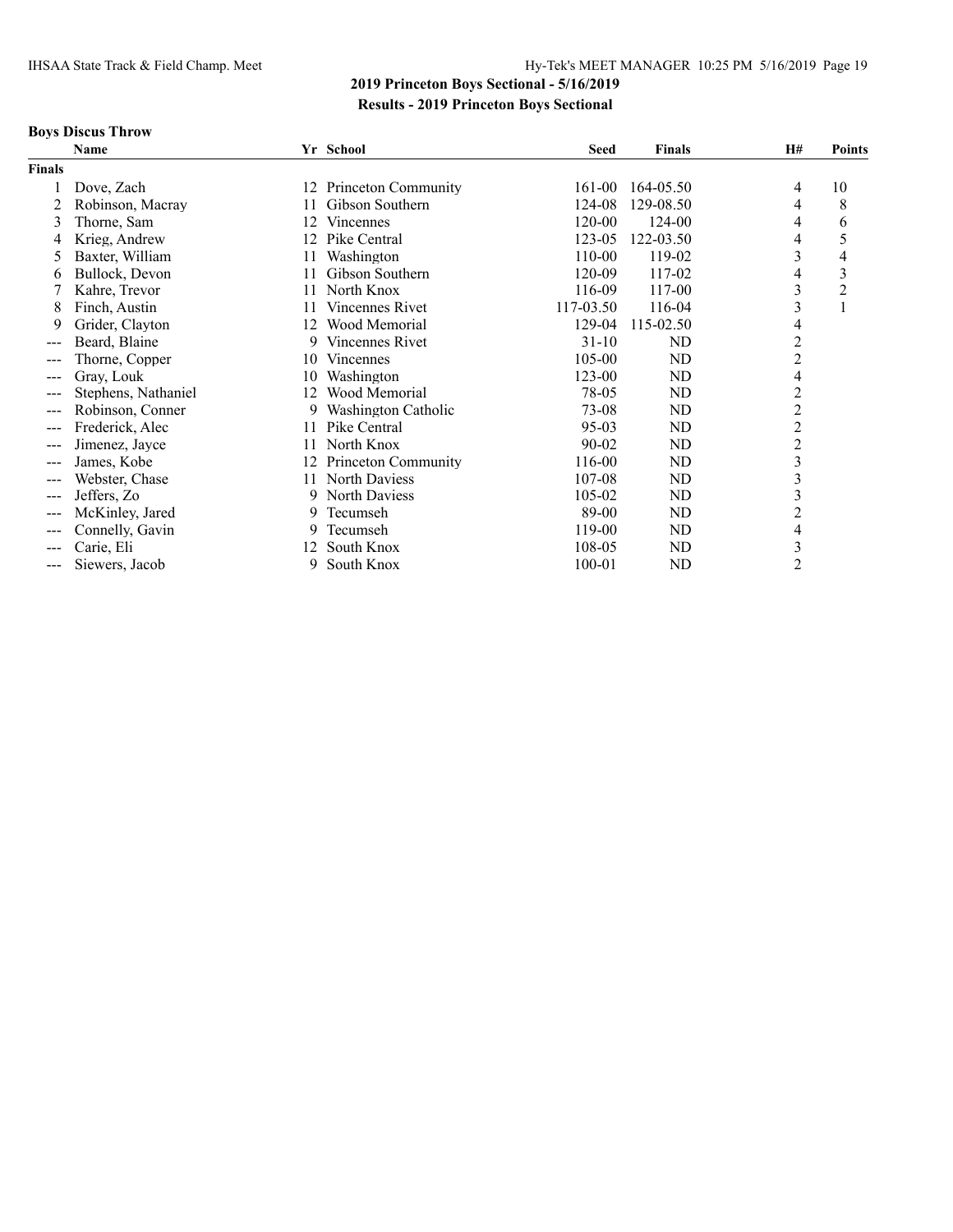## 2019 Princeton Boys Sectional - 5/16/2019

### Results - 2019 Princeton Boys Sectional

#### Boys Discus Throw

| | Name | Yr | School | Seed | Finals | H# | Points |
|---|---|---|---|---|---|---|---|
| **Finals** | | | | | | | |
| 1 | Dove, Zach | 12 | Princeton Community | 161-00 | 164-05.50 | 4 | 10 |
| 2 | Robinson, Macray | 11 | Gibson Southern | 124-08 | 129-08.50 | 4 | 8 |
| 3 | Thorne, Sam | 12 | Vincennes | 120-00 | 124-00 | 4 | 6 |
| 4 | Krieg, Andrew | 12 | Pike Central | 123-05 | 122-03.50 | 4 | 5 |
| 5 | Baxter, William | 11 | Washington | 110-00 | 119-02 | 3 | 4 |
| 6 | Bullock, Devon | 11 | Gibson Southern | 120-09 | 117-02 | 4 | 3 |
| 7 | Kahre, Trevor | 11 | North Knox | 116-09 | 117-00 | 3 | 2 |
| 8 | Finch, Austin | 11 | Vincennes Rivet | 117-03.50 | 116-04 | 3 | 1 |
| 9 | Grider, Clayton | 12 | Wood Memorial | 129-04 | 115-02.50 | 4 | |
| --- | Beard, Blaine | 9 | Vincennes Rivet | 31-10 | ND | 2 | |
| --- | Thorne, Copper | 10 | Vincennes | 105-00 | ND | 2 | |
| --- | Gray, Louk | 10 | Washington | 123-00 | ND | 4 | |
| --- | Stephens, Nathaniel | 12 | Wood Memorial | 78-05 | ND | 2 | |
| --- | Robinson, Conner | 9 | Washington Catholic | 73-08 | ND | 2 | |
| --- | Frederick, Alec | 11 | Pike Central | 95-03 | ND | 2 | |
| --- | Jimenez, Jayce | 11 | North Knox | 90-02 | ND | 2 | |
| --- | James, Kobe | 12 | Princeton Community | 116-00 | ND | 3 | |
| --- | Webster, Chase | 11 | North Daviess | 107-08 | ND | 3 | |
| --- | Jeffers, Zo | 9 | North Daviess | 105-02 | ND | 3 | |
| --- | McKinley, Jared | 9 | Tecumseh | 89-00 | ND | 2 | |
| --- | Connelly, Gavin | 9 | Tecumseh | 119-00 | ND | 4 | |
| --- | Carie, Eli | 12 | South Knox | 108-05 | ND | 3 | |
| --- | Siewers, Jacob | 9 | South Knox | 100-01 | ND | 2 | |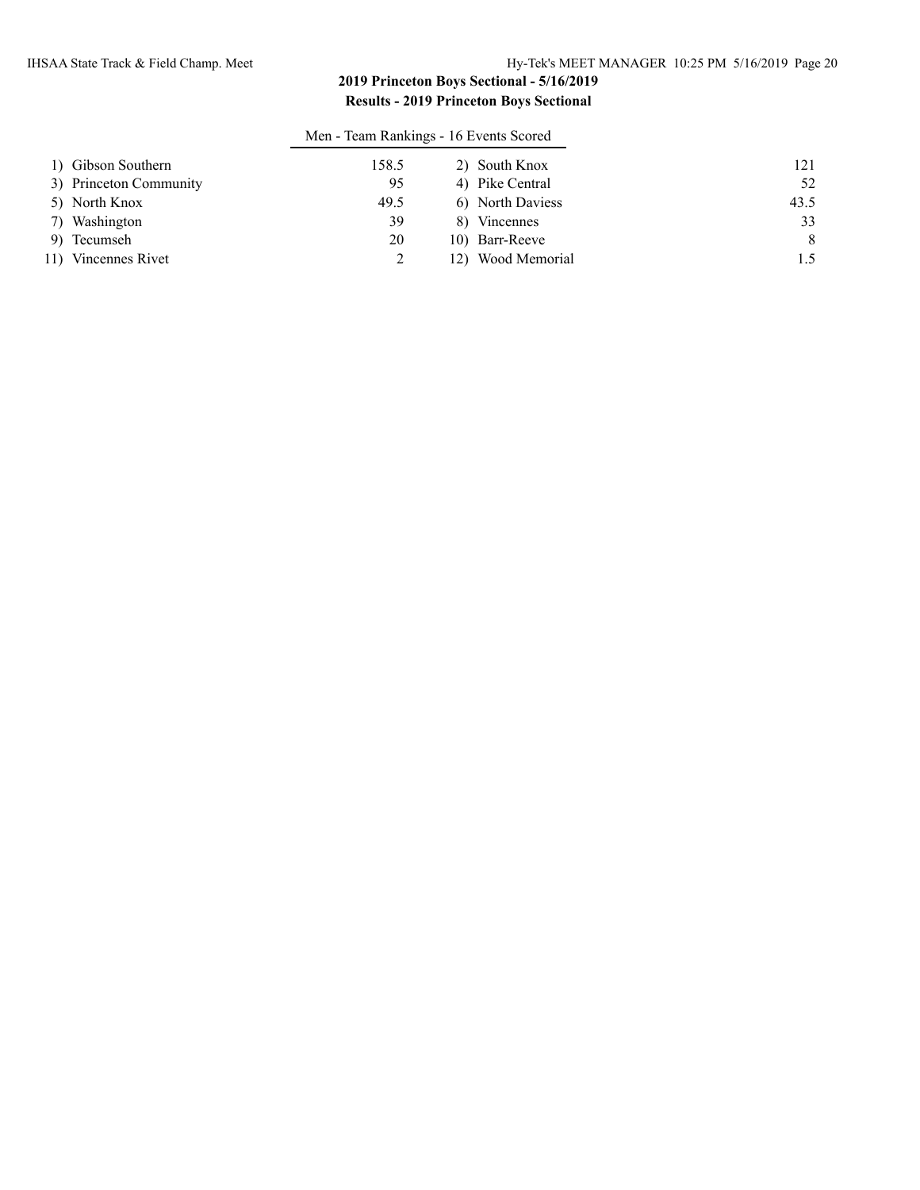**2019 Princeton Boys Sectional - 5/16/2019**

**Results - 2019 Princeton Boys Sectional**

Men - Team Rankings - 16 Events Scored

| | | | |
|---|---|---|---|
| 1) Gibson Southern | 158.5 | 2) South Knox | 121 |
| 3) Princeton Community | 95 | 4) Pike Central | 52 |
| 5) North Knox | 49.5 | 6) North Daviess | 43.5 |
| 7) Washington | 39 | 8) Vincennes | 33 |
| 9) Tecumseh | 20 | 10) Barr-Reeve | 8 |
| 11) Vincennes Rivet | 2 | 12) Wood Memorial | 1.5 |